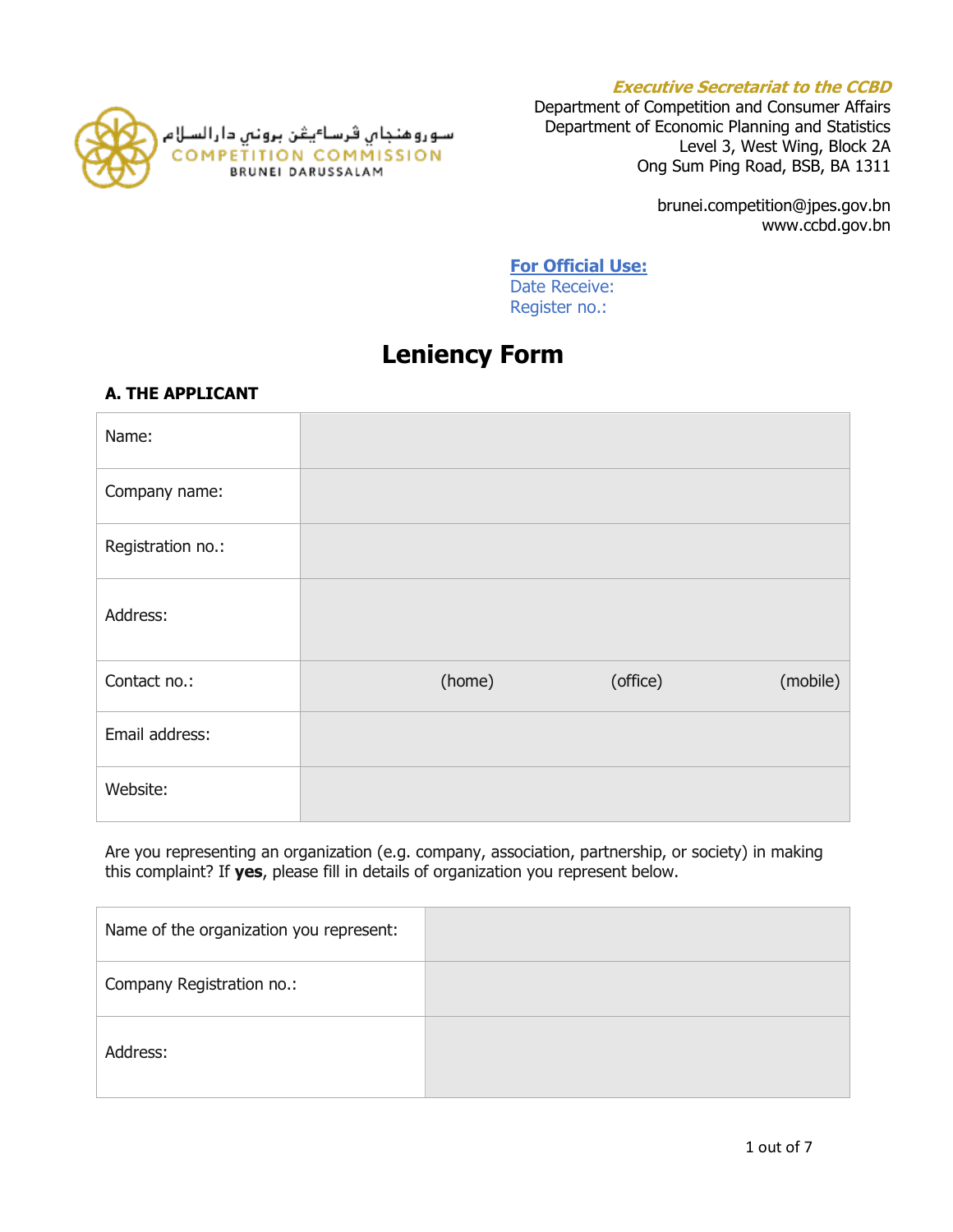سوروهنجاي ڤرساءيڠن بروني دارالسلام
COMPETITION COMMISSION
BRUNEI DARUSSALAM

***Executive Secretariat to the CCBD***
Department of Competition and Consumer Affairs
Department of Economic Planning and Statistics
Level 3, West Wing, Block 2A
Ong Sum Ping Road, BSB, BA 1311

brunei.competition@jpes.gov.bn
www.ccbd.gov.bn

**For Official Use:**
Date Receive:
Register no.:

# Leniency Form

## A. THE APPLICANT

| | |
|---|---|
| Name: | |
| Company name: | |
| Registration no.: | |
| Address: | |
| Contact no.: | (home) (office) (mobile) |
| Email address: | |
| Website: | |

Are you representing an organization (e.g. company, association, partnership, or society) in making this complaint? If **yes**, please fill in details of organization you represent below.

| | |
|---|---|
| Name of the organization you represent: | |
| Company Registration no.: | |
| Address: | |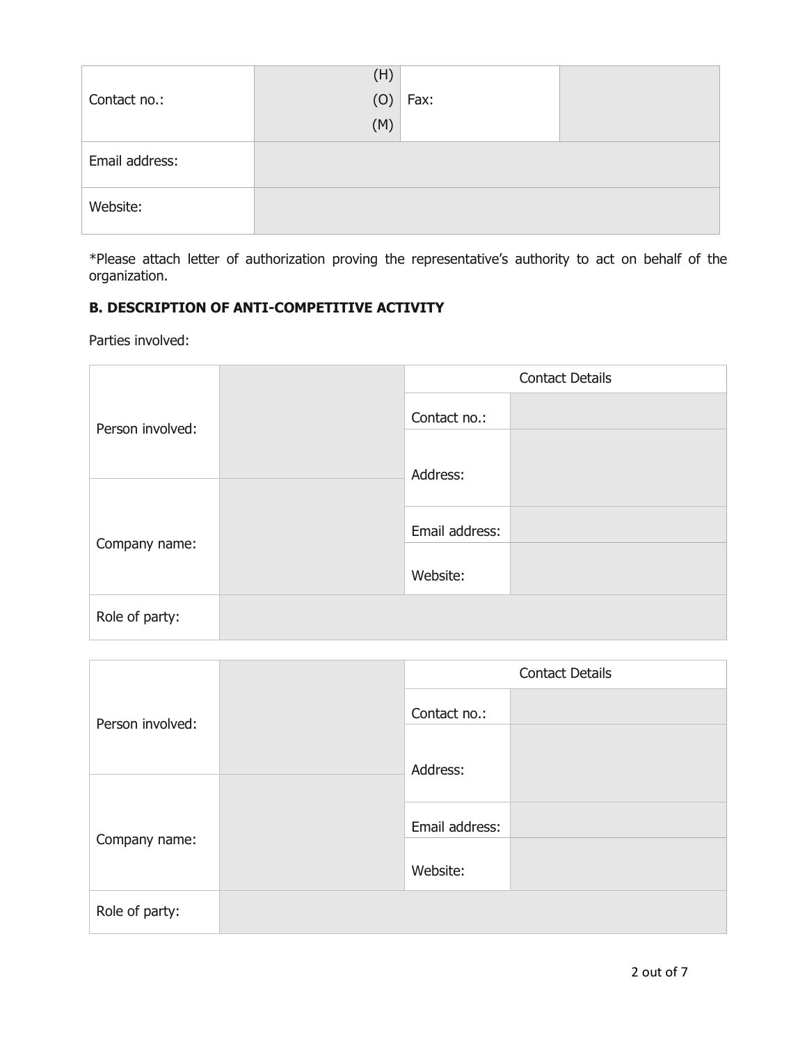| Contact no.: | (H)<br>(O)<br>(M) | Fax: | |
|---|---|---|---|
| Email address: | | | |
| Website: | | | |

*Please attach letter of authorization proving the representative's authority to act on behalf of the organization.

**B. DESCRIPTION OF ANTI-COMPETITIVE ACTIVITY**

Parties involved:

| | | Contact Details | |
|---|---|---|---|
| Person involved: | | Contact no.: | |
| | | Address: | |
| Company name: | | Email address: | |
| | | Website: | |
| Role of party: | | | |

| | | Contact Details | |
|---|---|---|---|
| Person involved: | | Contact no.: | |
| | | Address: | |
| Company name: | | Email address: | |
| | | Website: | |
| Role of party: | | | |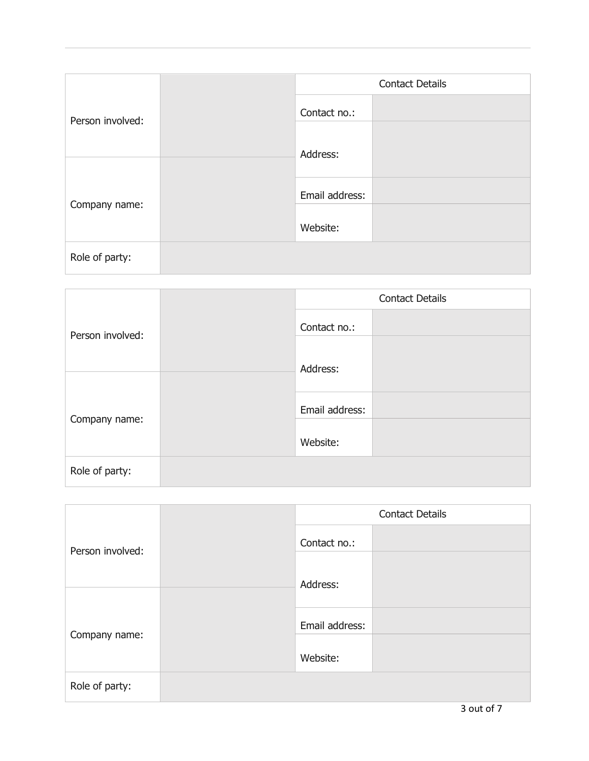| Person involved: | | Contact Details | |
|---|---|---|---|
| | | Contact no.: | |
| | | Address: | |
| Company name: | | Email address: | |
| | | Website: | |
| Role of party: | | | |

| Person involved: | | Contact Details | |
|---|---|---|---|
| | | Contact no.: | |
| | | Address: | |
| Company name: | | Email address: | |
| | | Website: | |
| Role of party: | | | |

| Person involved: | | Contact Details | |
|---|---|---|---|
| | | Contact no.: | |
| | | Address: | |
| Company name: | | Email address: | |
| | | Website: | |
| Role of party: | | | |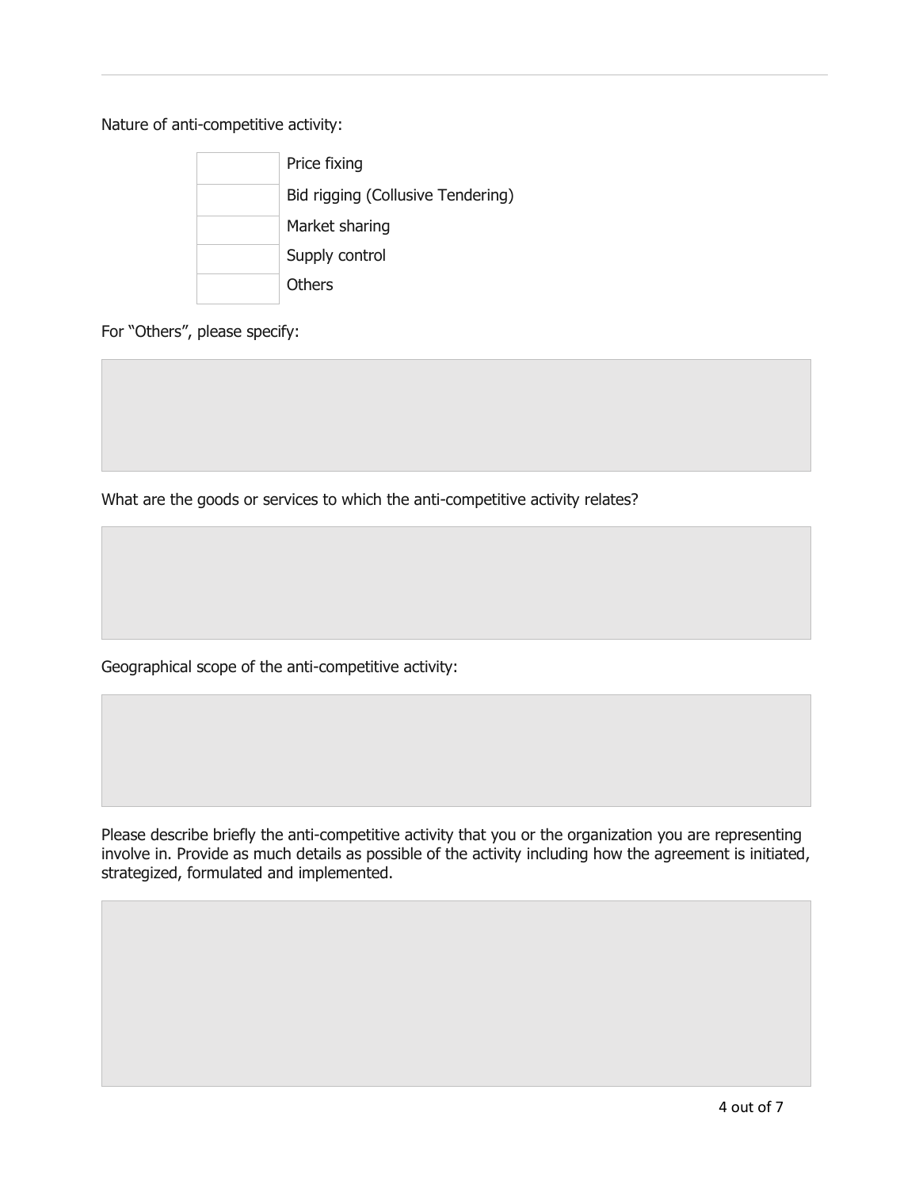Nature of anti-competitive activity:

| | |
|---|---|
| | Price fixing |
| | Bid rigging (Collusive Tendering) |
| | Market sharing |
| | Supply control |
| | Others |

For "Others", please specify:

What are the goods or services to which the anti-competitive activity relates?

Geographical scope of the anti-competitive activity:

Please describe briefly the anti-competitive activity that you or the organization you are representing involve in. Provide as much details as possible of the activity including how the agreement is initiated, strategized, formulated and implemented.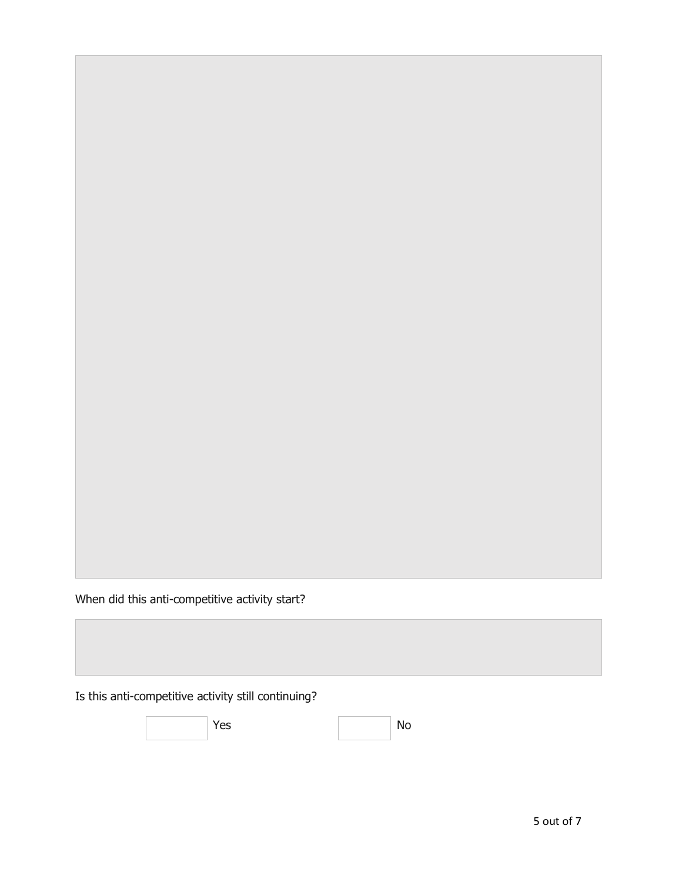When did this anti-competitive activity start?

Is this anti-competitive activity still continuing?

☐ Yes ☐ No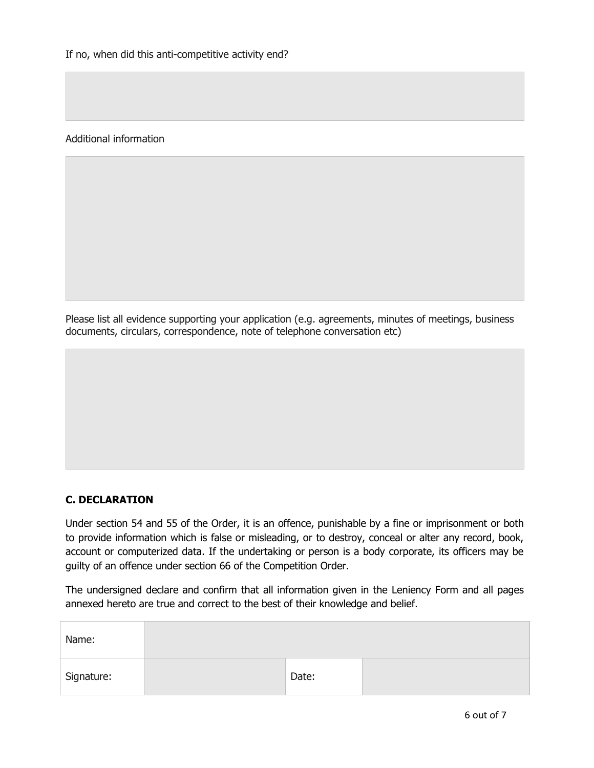If no, when did this anti-competitive activity end?

Additional information

Please list all evidence supporting your application (e.g. agreements, minutes of meetings, business documents, circulars, correspondence, note of telephone conversation etc)

### C. DECLARATION

Under section 54 and 55 of the Order, it is an offence, punishable by a fine or imprisonment or both to provide information which is false or misleading, or to destroy, conceal or alter any record, book, account or computerized data. If the undertaking or person is a body corporate, its officers may be guilty of an offence under section 66 of the Competition Order.

The undersigned declare and confirm that all information given in the Leniency Form and all pages annexed hereto are true and correct to the best of their knowledge and belief.

| Name: | | | |
|---|---|---|---|
| Signature: | | Date: | |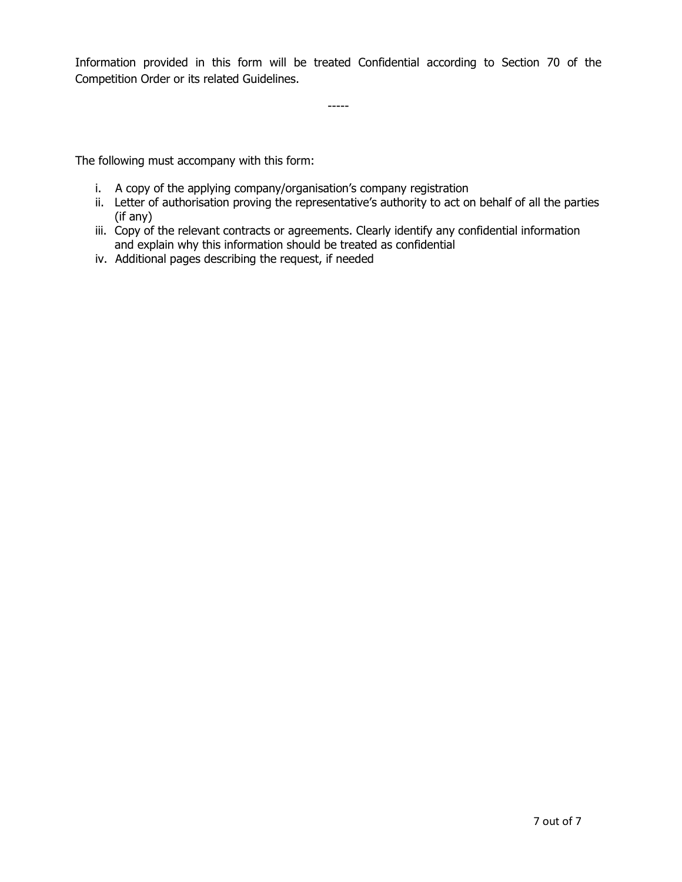Information provided in this form will be treated Confidential according to Section 70 of the Competition Order or its related Guidelines.

-----

The following must accompany with this form:

i. A copy of the applying company/organisation's company registration
ii. Letter of authorisation proving the representative's authority to act on behalf of all the parties (if any)
iii. Copy of the relevant contracts or agreements. Clearly identify any confidential information and explain why this information should be treated as confidential
iv. Additional pages describing the request, if needed